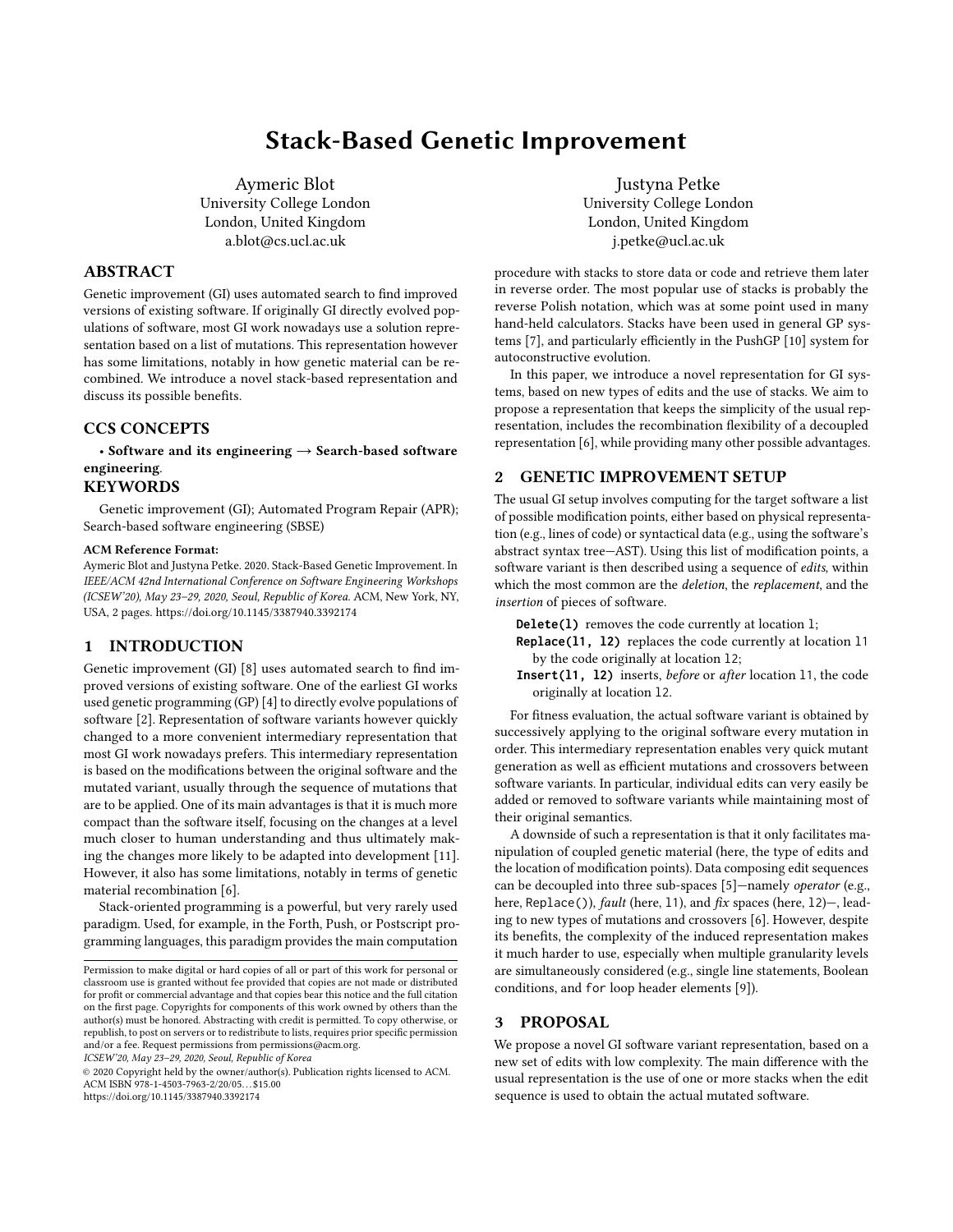# Stack-Based Genetic Improvement

Aymeric Blot
University College London
London, United Kingdom
a.blot@cs.ucl.ac.uk

Justyna Petke
University College London
London, United Kingdom
j.petke@ucl.ac.uk

## ABSTRACT

Genetic improvement (GI) uses automated search to find improved versions of existing software. If originally GI directly evolved populations of software, most GI work nowadays use a solution representation based on a list of mutations. This representation however has some limitations, notably in how genetic material can be recombined. We introduce a novel stack-based representation and discuss its possible benefits.

## CCS CONCEPTS

• **Software and its engineering → Search-based software engineering**.

## KEYWORDS

Genetic improvement (GI); Automated Program Repair (APR); Search-based software engineering (SBSE)

**ACM Reference Format:**
Aymeric Blot and Justyna Petke. 2020. Stack-Based Genetic Improvement. In *IEEE/ACM 42nd International Conference on Software Engineering Workshops (ICSEW'20), May 23–29, 2020, Seoul, Republic of Korea.* ACM, New York, NY, USA, 2 pages. https://doi.org/10.1145/3387940.3392174

## 1 INTRODUCTION

Genetic improvement (GI) [8] uses automated search to find improved versions of existing software. One of the earliest GI works used genetic programming (GP) [4] to directly evolve populations of software [2]. Representation of software variants however quickly changed to a more convenient intermediary representation that most GI work nowadays prefers. This intermediary representation is based on the modifications between the original software and the mutated variant, usually through the sequence of mutations that are to be applied. One of its main advantages is that it is much more compact than the software itself, focusing on the changes at a level much closer to human understanding and thus ultimately making the changes more likely to be adapted into development [11]. However, it also has some limitations, notably in terms of genetic material recombination [6].

Stack-oriented programming is a powerful, but very rarely used paradigm. Used, for example, in the Forth, Push, or Postscript programming languages, this paradigm provides the main computation procedure with stacks to store data or code and retrieve them later in reverse order. The most popular use of stacks is probably the reverse Polish notation, which was at some point used in many hand-held calculators. Stacks have been used in general GP systems [7], and particularly efficiently in the PushGP [10] system for autoconstructive evolution.

In this paper, we introduce a novel representation for GI systems, based on new types of edits and the use of stacks. We aim to propose a representation that keeps the simplicity of the usual representation, includes the recombination flexibility of a decoupled representation [6], while providing many other possible advantages.

## 2 GENETIC IMPROVEMENT SETUP

The usual GI setup involves computing for the target software a list of possible modification points, either based on physical representation (e.g., lines of code) or syntactical data (e.g., using the software's abstract syntax tree—AST). Using this list of modification points, a software variant is then described using a sequence of *edits*, within which the most common are the *deletion*, the *replacement*, and the *insertion* of pieces of software.

- **`Delete(l)`** removes the code currently at location `l`;
- **`Replace(l1, l2)`** replaces the code currently at location `l1` by the code originally at location `l2`;
- **`Insert(l1, l2)`** inserts, *before* or *after* location `l1`, the code originally at location `l2`.

For fitness evaluation, the actual software variant is obtained by successively applying to the original software every mutation in order. This intermediary representation enables very quick mutant generation as well as efficient mutations and crossovers between software variants. In particular, individual edits can very easily be added or removed to software variants while maintaining most of their original semantics.

A downside of such a representation is that it only facilitates manipulation of coupled genetic material (here, the type of edits and the location of modification points). Data composing edit sequences can be decoupled into three sub-spaces [5]—namely *operator* (e.g., here, `Replace()`), *fault* (here, `l1`), and *fix* spaces (here, `l2`)—, leading to new types of mutations and crossovers [6]. However, despite its benefits, the complexity of the induced representation makes it much harder to use, especially when multiple granularity levels are simultaneously considered (e.g., single line statements, Boolean conditions, and `for` loop header elements [9]).

## 3 PROPOSAL

We propose a novel GI software variant representation, based on a new set of edits with low complexity. The main difference with the usual representation is the use of one or more stacks when the edit sequence is used to obtain the actual mutated software.

Permission to make digital or hard copies of all or part of this work for personal or classroom use is granted without fee provided that copies are not made or distributed for profit or commercial advantage and that copies bear this notice and the full citation on the first page. Copyrights for components of this work owned by others than the author(s) must be honored. Abstracting with credit is permitted. To copy otherwise, or republish, to post on servers or to redistribute to lists, requires prior specific permission and/or a fee. Request permissions from permissions@acm.org.
*ICSEW'20, May 23–29, 2020, Seoul, Republic of Korea*
© 2020 Copyright held by the owner/author(s). Publication rights licensed to ACM.
ACM ISBN 978-1-4503-7963-2/20/05...$15.00
https://doi.org/10.1145/3387940.3392174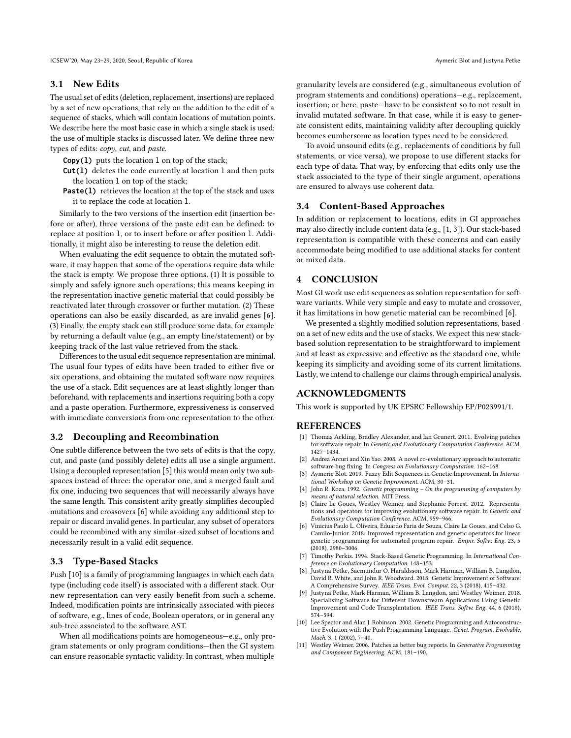### 3.1 New Edits

The usual set of edits (deletion, replacement, insertions) are replaced by a set of new operations, that rely on the addition to the edit of a sequence of stacks, which will contain locations of mutation points. We describe here the most basic case in which a single stack is used; the use of multiple stacks is discussed later. We define three new types of edits: *copy*, *cut*, and *paste*.

- **Copy(l)** puts the location l on top of the stack;
- **Cut(l)** deletes the code currently at location l and then puts the location l on top of the stack;
- **Paste(l)** retrieves the location at the top of the stack and uses it to replace the code at location l.

Similarly to the two versions of the insertion edit (insertion before or after), three versions of the paste edit can be defined: to replace at position l, or to insert before or after position l. Additionally, it might also be interesting to reuse the deletion edit.

When evaluating the edit sequence to obtain the mutated software, it may happen that some of the operations require data while the stack is empty. We propose three options. (1) It is possible to simply and safely ignore such operations; this means keeping in the representation inactive genetic material that could possibly be reactivated later through crossover or further mutation. (2) These operations can also be easily discarded, as are invalid genes [6]. (3) Finally, the empty stack can still produce some data, for example by returning a default value (e.g., an empty line/statement) or by keeping track of the last value retrieved from the stack.

Differences to the usual edit sequence representation are minimal. The usual four types of edits have been traded to either five or six operations, and obtaining the mutated software now requires the use of a stack. Edit sequences are at least slightly longer than beforehand, with replacements and insertions requiring both a copy and a paste operation. Furthermore, expressiveness is conserved with immediate conversions from one representation to the other.

### 3.2 Decoupling and Recombination

One subtle difference between the two sets of edits is that the copy, cut, and paste (and possibly delete) edits all use a single argument. Using a decoupled representation [5] this would mean only two subspaces instead of three: the operator one, and a merged fault and fix one, inducing two sequences that will necessarily always have the same length. This consistent arity greatly simplifies decoupled mutations and crossovers [6] while avoiding any additional step to repair or discard invalid genes. In particular, any subset of operators could be recombined with any similar-sized subset of locations and necessarily result in a valid edit sequence.

### 3.3 Type-Based Stacks

Push [10] is a family of programming languages in which each data type (including code itself) is associated with a different stack. Our new representation can very easily benefit from such a scheme. Indeed, modification points are intrinsically associated with pieces of software, e.g., lines of code, Boolean operators, or in general any sub-tree associated to the software AST.

When all modifications points are homogeneous—e.g., only program statements or only program conditions—then the GI system can ensure reasonable syntactic validity. In contrast, when multiple granularity levels are considered (e.g., simultaneous evolution of program statements and conditions) operations—e.g., replacement, insertion; or here, paste—have to be consistent so to not result in invalid mutated software. In that case, while it is easy to generate consistent edits, maintaining validity after decoupling quickly becomes cumbersome as location types need to be considered.

To avoid unsound edits (e.g., replacements of conditions by full statements, or vice versa), we propose to use different stacks for each type of data. That way, by enforcing that edits only use the stack associated to the type of their single argument, operations are ensured to always use coherent data.

### 3.4 Content-Based Approaches

In addition or replacement to locations, edits in GI approaches may also directly include content data (e.g., [1, 3]). Our stack-based representation is compatible with these concerns and can easily accommodate being modified to use additional stacks for content or mixed data.

## 4 CONCLUSION

Most GI work use edit sequences as solution representation for software variants. While very simple and easy to mutate and crossover, it has limitations in how genetic material can be recombined [6].

We presented a slightly modified solution representations, based on a set of new edits and the use of stacks. We expect this new stack-based solution representation to be straightforward to implement and at least as expressive and effective as the standard one, while keeping its simplicity and avoiding some of its current limitations. Lastly, we intend to challenge our claims through empirical analysis.

## ACKNOWLEDGMENTS

This work is supported by UK EPSRC Fellowship EP/P023991/1.

## REFERENCES

[1] Thomas Ackling, Bradley Alexander, and Ian Grunert. 2011. Evolving patches for software repair. In *Genetic and Evolutionary Computation Conference*. ACM, 1427–1434.

[2] Andrea Arcuri and Xin Yao. 2008. A novel co-evolutionary approach to automatic software bug fixing. In *Congress on Evolutionary Computation*. 162–168.

[3] Aymeric Blot. 2019. Fuzzy Edit Sequences in Genetic Improvement. In *International Workshop on Genetic Improvement*. ACM, 30–31.

[4] John R. Koza. 1992. *Genetic programming – On the programming of computers by means of natural selection*. MIT Press.

[5] Claire Le Goues, Westley Weimer, and Stephanie Forrest. 2012. Representations and operators for improving evolutionary software repair. In *Genetic and Evolutionary Computation Conference*. ACM, 959–966.

[6] Vinicius Paulo L. Oliveira, Eduardo Faria de Souza, Claire Le Goues, and Celso G. Camilo-Junior. 2018. Improved representation and genetic operators for linear genetic programming for automated program repair. *Empir. Softw. Eng.* 23, 5 (2018), 2980–3006.

[7] Timothy Perkis. 1994. Stack-Based Genetic Programming. In *International Conference on Evolutionary Computation*. 148–153.

[8] Justyna Petke, Saemundur O. Haraldsson, Mark Harman, William B. Langdon, David R. White, and John R. Woodward. 2018. Genetic Improvement of Software: A Comprehensive Survey. *IEEE Trans. Evol. Comput.* 22, 3 (2018), 415–432.

[9] Justyna Petke, Mark Harman, William B. Langdon, and Westley Weimer. 2018. Specialising Software for Different Downstream Applications Using Genetic Improvement and Code Transplantation. *IEEE Trans. Softw. Eng.* 44, 6 (2018), 574–594.

[10] Lee Spector and Alan J. Robinson. 2002. Genetic Programming and Autoconstructive Evolution with the Push Programming Language. *Genet. Program. Evolvable. Mach.* 3, 1 (2002), 7–40.

[11] Westley Weimer. 2006. Patches as better bug reports. In *Generative Programming and Component Engineering*. ACM, 181–190.